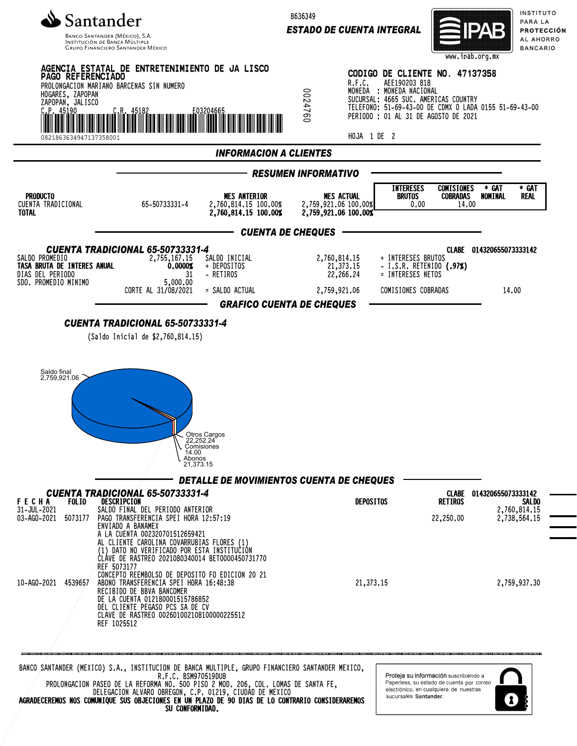Santander

Banco Santander (México), S.A.
Institución de Banca Múltiple
Grupo Financiero Santander México

8636349

**ESTADO DE CUENTA INTEGRAL**

IPAB — Instituto para la Protección al Ahorro Bancario — www.ipab.org.mx

AGENCIA ESTATAL DE ENTRETENIMIENTO DE JA LISCO
PAGO REFERENCIADO
PROLONGACION MARIANO BARCENAS SIN NUMERO
HOGARES, ZAPOPAN
ZAPOPAN, JALISCO
C.P. 45190 C.R. 45182 E03204665

08218636349471373580O1

0024760

**CODIGO DE CLIENTE NO. 47137358**
R.F.C. AEE190203 818
MONEDA : MONEDA NACIONAL
SUCURSAL: 4665 SUC. AMERICAS COUNTRY
TELEFONO: 51-69-43-00 DE CDMX O LADA 0155 51-69-43-00
PERIODO : 01 AL 31 DE AGOSTO DE 2021

HOJA 1 DE 2

## INFORMACION A CLIENTES

### RESUMEN INFORMATIVO

| PRODUCTO | | MES ANTERIOR | MES ACTUAL | INTERESES BRUTOS | COMISIONES COBRADAS | * GAT NOMINAL | * GAT REAL |
|---|---|---|---|---|---|---|---|
| CUENTA TRADICIONAL | 65-50733331-4 | 2,760,814.15 100.00% | 2,759,921.06 100.00% | 0.00 | 14.00 | | |
| **TOTAL** | | **2,760,814.15 100.00%** | **2,759,921.06 100.00%** | | | | |

### CUENTA DE CHEQUES

**CUENTA TRADICIONAL 65-50733331-4** — CLABE 014320655073333142

| | | | | | |
|---|---|---|---|---|---|
| SALDO PROMEDIO | 2,755,167.15 | SALDO INICIAL | 2,760,814.15 | + INTERESES BRUTOS | |
| **TASA BRUTA DE INTERES ANUAL** | **0.0000%** | + DEPOSITOS | 21,373.15 | - I.S.R. RETENIDO **(.97%)** | |
| DIAS DEL PERIODO | 31 | - RETIROS | 22,266.24 | = INTERESES NETOS | |
| SDO. PROMEDIO MINIMO | 5,000.00 | | | | |
| CORTE AL 31/08/2021 | | = SALDO ACTUAL | 2,759,921.06 | COMISIONES COBRADAS | 14.00 |

### GRAFICO CUENTA DE CHEQUES

**CUENTA TRADICIONAL 65-50733331-4**

(Saldo Inicial de $2,760,814.15)

Saldo final 2,759,921.06
Otros Cargos 22,252.24
Comisiones 14.00
Abonos 21,373.15

### DETALLE DE MOVIMIENTOS CUENTA DE CHEQUES

**CUENTA TRADICIONAL 65-50733331-4** — CLABE 014320655073333142

| FECHA | FOLIO | DESCRIPCION | DEPOSITOS | RETIROS | SALDO |
|---|---|---|---|---|---|
| 31-JUL-2021 | | SALDO FINAL DEL PERIODO ANTERIOR | | | 2,760,814.15 |
| 03-AGO-2021 | 5073177 | PAGO TRANSFERENCIA SPEI HORA 12:57:19<br>ENVIADO A BANAMEX<br>A LA CUENTA 002320701512659421<br>AL CLIENTE CAROLINA COVARRUBIAS FLORES (1)<br>(1) DATO NO VERIFICADO POR ESTA INSTITUCION<br>CLAVE DE RASTREO 2021080340014 BET0000450731770<br>REF 5073177<br>CONCEPTO REEMBOLSO DE DEPOSITO FO EDICION 20 21 | | 22,250.00 | 2,738,564.15 |
| 10-AGO-2021 | 4539657 | ABONO TRANSFERENCIA SPEI HORA 16:48:38<br>RECIBIDO DE BBVA BANCOMER<br>DE LA CUENTA 012180001515786852<br>DEL CLIENTE PEGASO PCS SA DE CV<br>CLAVE DE RASTREO 002601002108100000225512<br>REF 1025512 | 21,373.15 | | 2,759,937.30 |

BANCO SANTANDER (MEXICO) S.A., INSTITUCION DE BANCA MULTIPLE, GRUPO FINANCIERO SANTANDER MEXICO,
R.F.C. BSM970519DU8
PROLONGACION PASEO DE LA REFORMA NO. 500 PISO 2 MOD. 206, COL. LOMAS DE SANTA FE,
DELEGACION ALVARO OBREGON, C.P. 01219, CIUDAD DE MEXICO
**AGRADECEREMOS NOS COMUNIQUE SUS OBJECIONES EN UN PLAZO DE 90 DIAS DE LO CONTRARIO CONSIDERAREMOS SU CONFORMIDAD.**

Proteja su información suscribiéndo a Paperless, su estado de cuenta por correo electrónico, en cualquiera de nuestras sucursales Santander.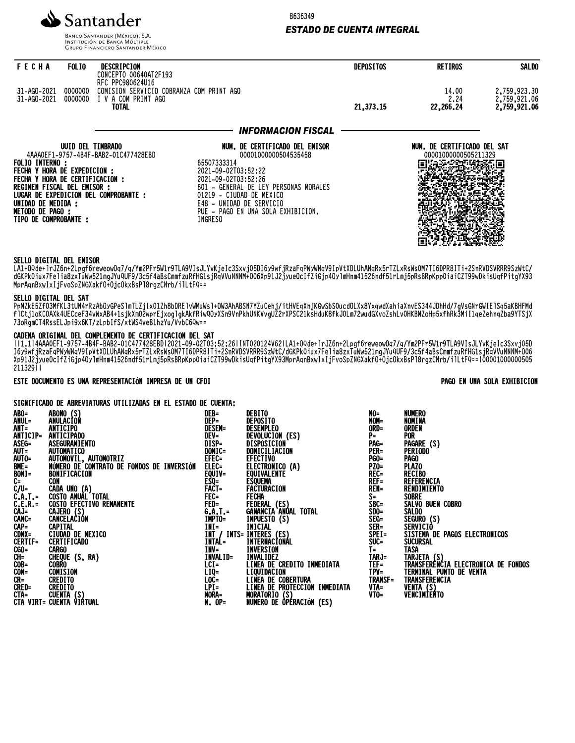Santander

Banco Santander (México), S.A.
Institución de Banca Múltiple
Grupo Financiero Santander México

8636349

## ESTADO DE CUENTA INTEGRAL

| FECHA | FOLIO | DESCRIPCION | DEPOSITOS | RETIROS | SALDO |
|---|---|---|---|---|---|
| | | CONCEPTO 00640AT2F193<br>RFC PPC980624U16 | | | |
| 31-AGO-2021 | 0000000 | COMISION SERVICIO COBRANZA COM PRINT AGO | | 14.00 | 2,759,923.30 |
| 31-AGO-2021 | 0000000 | I V A COM PRINT AGO | | 2.24 | 2,759,921.06 |
| | | **TOTAL** | **21,373.15** | **22,266.24** | **2,759,921.06** |

## INFORMACION FISCAL

**UUID DEL TIMBRADO**
4AAA0EF1-9757-4B4F-BAB2-01C477428EBD

**NUM. DE CERTIFICADO DEL EMISOR**
00001000000504535458

**NUM. DE CERTIFICADO DEL SAT**
00001000000505211329

**FOLIO INTERNO :** 65507333314
**FECHA Y HORA DE EXPEDICION :** 2021-09-02T03:52:22
**FECHA Y HORA DE CERTIFICACION :** 2021-09-02T03:52:26
**REGIMEN FISCAL DEL EMISOR :** 601 - GENERAL DE LEY PERSONAS MORALES
**LUGAR DE EXPEDICION DEL COMPROBANTE :** 01219 - CIUDAD DE MEXICO
**UNIDAD DE MEDIDA :** E48 - UNIDAD DE SERVICIO
**METODO DE PAGO :** PUE - PAGO EN UNA SOLA EXHIBICION.
**TIPO DE COMPROBANTE :** INGRESO

**SELLO DIGITAL DEL EMISOR**
LA1+OQde+1rJZ6n+2Lpgf6reweowOq7/q/Ym2PFr5W1r9TLA9VIsJLYvKjeIc3SxvjO5DI6y9wfjRzaFqPWyWNqV9IpVtXDLUhANqRx5rTZLxRsWsOM7TI6DPR8ITi+2SnRVDSVRRR9SzWtC/dGKPkOiux7Felia8zxTuWw521mgJYuQUF9/3c5f4aBsCmmfzuRfHG1sjRqVVuNNNM+O06Xp91J2jyueOcIfZiGjp4Oy1mHnm41526ndf51rLmj5pRsBRpKppOiaiCZT99wDkisUqfPitgYX93MprAqnBxwIxIjFvoSpZNGXakfO+OjcOkxBsPl8rgzCNrb/i1LtFQ==

**SELLO DIGITAL DEL SAT**
PpMZkE5Zf03MfKL3tUN4rRzAbOyGPeS1mTLZjIxO1Zh8bDRE1vWMuWs1+OW3AhABSN7YZuCehj/itHVEqXnjKGwSbSOucdOLXx8YxqwdXahiaXnvES344JDhHd/7gVsGNrGWIElSq5aKBHFMdflCtjioKCOAXk4UECceF34vWxAB4+1sjkXmO2wprEjxoglgkAkFRiwQOyXSn9VnPkhUNKVvgUZ2rXPSC21ksHduK8fkJOLm72wudGXvoZshLvOHKBMZoHp5xfhRk3MiI1qeZehnqZba9YTSjX73oRgmCT4RssELJpi9x6KT/zLpbIfS/xtWS4veB1hzYu/VvbC6Qw==

**CADENA ORIGINAL DEL COMPLEMENTO DE CERTIFICACION DEL SAT**
||1.1|4AAA0EF1-9757-4B4F-BAB2-01C477428EBD|2021-09-02T03:52:26|INT020124V62|LA1+OQde+1rJZ6n+2Lpgf6reweowOq7/q/Ym2PFr5W1r9TLA9VIsJLYvKjeIc3SxvjO5DI6y9wfjRzaFqPWyWNqV9IpVtXDLUhANqRx5rTZLxRsWsOM7TI6DPR8ITi+2SnRVDSVRRR9SzWtC/dGKPkOiux7Felia8zxTuWw521mgJYuQUF9/3c5f4aBsCmmfzuRfHG1sjRqVVuNNNM+O06Xp91J2jyueOcIfZiGjp4Oy1mHnm41526ndf51rLmj5pRsBRpKppOiaiCZT99wDkisUqfPitgYX93MprAqnBxwIxIjFvoSpZNGXakfO+OjcOkxBsPl8rgzCNrb/i1LtFQ==|00001000000505211329||

ESTE DOCUMENTO ES UNA REPRESENTACIÓN IMPRESA DE UN CFDI

PAGO EN UNA SOLA EXHIBICION

**SIGNIFICADO DE ABREVIATURAS UTILIZADAS EN EL ESTADO DE CUENTA:**

| | | | | | |
|---|---|---|---|---|---|
| ABO= | ABONO (S) | DEB= | DEBITO | NO= | NUMERO |
| ANUL= | ANULACIÓN | DEP= | DEPOSITO | NOM= | NOMINA |
| ANT= | ANTICIPO | DESEM= | DESEMPLEO | ORD= | ORDEN |
| ANTICIP= | ANTICIPADO | DEV= | DEVOLUCION (ES) | P= | POR |
| ASEG= | ASEGURAMIENTO | DISP= | DISPOSICION | PAG= | PAGARE (S) |
| AUT= | AUTOMATICO | DOMIC= | DOMICILIACION | PER= | PERIODO |
| AUTO= | AUTOMOVIL, AUTOMOTRIZ | EFEC= | EFECTIVO | PGO= | PAGO |
| BME= | NÚMERO DE CONTRATO DE FONDOS DE INVERSIÓN | ELEC= | ELECTRONICO (A) | PZO= | PLAZO |
| BONI= | BONIFICACION | EQUIV= | EQUIVALENTE | REC= | RECIBO |
| C= | CON | ESQ= | ESQUEMA | REF= | REFERENCIA |
| C/U= | CADA UNO (A) | FACT= | FACTURACION | REN= | RENDIMIENTO |
| C.A.T.= | COSTO ANUAL TOTAL | FEC= | FECHA | S= | SOBRE |
| C.E.R.= | COSTO EFECTIVO REMANENTE | FED= | FEDERAL (ES) | SBC= | SALVO BUEN COBRO |
| CAJ= | CAJERO (S) | G.A.T.= | GANANCIA ANUAL TOTAL | SDO= | SALDO |
| CANC= | CANCELACIÓN | IMPTO= | IMPUESTO (S) | SEG= | SEGURO (S) |
| CAP= | CAPITAL | INI= | INICIAL | SER= | SERVICIO |
| CDMX= | CIUDAD DE MEXICO | INT / INTS= | INTERES (ES) | SPEI= | SISTEMA DE PAGOS ELECTRONICOS |
| CERTIF= | CERTIFICADO | INTAL= | INTERNACIONAL | SUC= | SUCURSAL |
| CGO= | CARGO | INV= | INVERSION | T= | TASA |
| CH= | CHEQUE (S, RA) | INVALID= | INVALIDEZ | TARJ= | TARJETA (S) |
| COB= | COBRO | LCI= | LINEA DE CREDITO INMEDIATA | TEF= | TRANSFERENCIA ELECTRONICA DE FONDOS |
| COM= | COMISION | LIQ= | LIQUIDACION | TPV= | TERMINAL PUNTO DE VENTA |
| CR= | CREDITO | LOC= | LINEA DE COBERTURA | TRANSF= | TRANSFERENCIA |
| CRED= | CREDITO | LPI= | LINEA DE PROTECCION INMEDIATA | VTA= | VENTA (S) |
| CTA= | CUENTA (S) | MORA= | MORATORIO (S) | VTO= | VENCIMIENTO |
| CTA VIRT= | CUENTA VIRTUAL | N. OP= | NUMERO DE OPERACIÓN (ES) | | |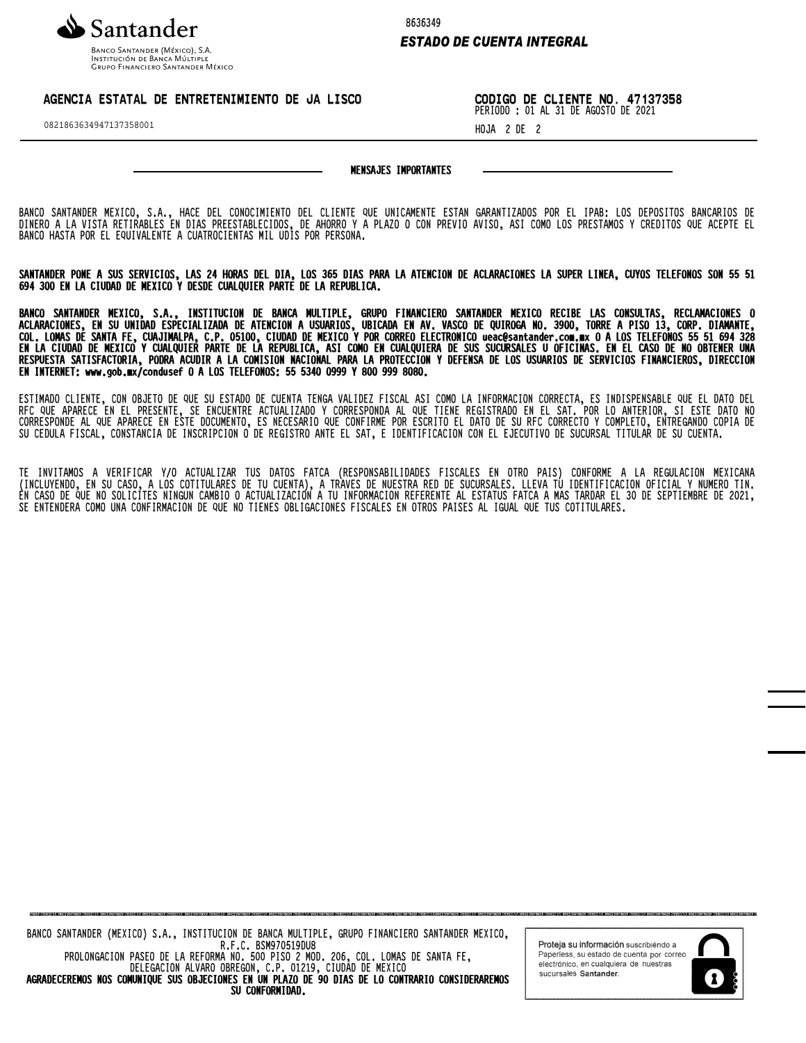Santander

Banco Santander (México), S.A.
Institución de Banca Múltiple
Grupo Financiero Santander México

8636349

***ESTADO DE CUENTA INTEGRAL***

**AGENCIA ESTATAL DE ENTRETENIMIENTO DE JA LISCO**

0821863634947137358001

**CODIGO DE CLIENTE NO. 47137358**
PERIODO : 01 AL 31 DE AGOSTO DE 2021

## MENSAJES IMPORTANTES

BANCO SANTANDER MEXICO, S.A., HACE DEL CONOCIMIENTO DEL CLIENTE QUE UNICAMENTE ESTAN GARANTIZADOS POR EL IPAB: LOS DEPOSITOS BANCARIOS DE DINERO A LA VISTA RETIRABLES EN DIAS PREESTABLECIDOS, DE AHORRO Y A PLAZO O CON PREVIO AVISO, ASI COMO LOS PRESTAMOS Y CREDITOS QUE ACEPTE EL BANCO HASTA POR EL EQUIVALENTE A CUATROCIENTAS MIL UDIS POR PERSONA.

**SANTANDER PONE A SUS SERVICIOS, LAS 24 HORAS DEL DIA, LOS 365 DIAS PARA LA ATENCION DE ACLARACIONES LA SUPER LINEA, CUYOS TELEFONOS SON 55 51 694 300 EN LA CIUDAD DE MEXICO Y DESDE CUALQUIER PARTE DE LA REPUBLICA.**

**BANCO SANTANDER MEXICO, S.A., INSTITUCION DE BANCA MULTIPLE, GRUPO FINANCIERO SANTANDER MEXICO RECIBE LAS CONSULTAS, RECLAMACIONES O ACLARACIONES, EN SU UNIDAD ESPECIALIZADA DE ATENCION A USUARIOS, UBICADA EN AV. VASCO DE QUIROGA NO. 3900, TORRE A PISO 13, CORP. DIAMANTE, COL. LOMAS DE SANTA FE, CUAJIMALPA, C.P. 05100, CIUDAD DE MEXICO Y POR CORREO ELECTRONICO ueac@santander.com.mx O A LOS TELEFONOS 55 51 694 328 EN LA CIUDAD DE MEXICO Y CUALQUIER PARTE DE LA REPUBLICA, ASI COMO EN CUALQUIERA DE SUS SUCURSALES U OFICINAS. EN EL CASO DE NO OBTENER UNA RESPUESTA SATISFACTORIA, PODRA ACUDIR A LA COMISION NACIONAL PARA LA PROTECCION Y DEFENSA DE LOS USUARIOS DE SERVICIOS FINANCIEROS, DIRECCION EN INTERNET: www.gob.mx/condusef O A LOS TELEFONOS: 55 5340 0999 Y 800 999 8080.**

ESTIMADO CLIENTE, CON OBJETO DE QUE SU ESTADO DE CUENTA TENGA VALIDEZ FISCAL ASI COMO LA INFORMACION CORRECTA, ES INDISPENSABLE QUE EL DATO DEL RFC QUE APARECE EN EL PRESENTE, SE ENCUENTRE ACTUALIZADO Y CORRESPONDA AL QUE TIENE REGISTRADO EN EL SAT. POR LO ANTERIOR, SI ESTE DATO NO CORRESPONDE AL QUE APARECE EN ESTE DOCUMENTO, ES NECESARIO QUE CONFIRME POR ESCRITO EL DATO DE SU RFC CORRECTO Y COMPLETO, ENTREGANDO COPIA DE SU CEDULA FISCAL, CONSTANCIA DE INSCRIPCION O DE REGISTRO ANTE EL SAT, E IDENTIFICACION CON EL EJECUTIVO DE SUCURSAL TITULAR DE SU CUENTA.

TE INVITAMOS A VERIFICAR Y/O ACTUALIZAR TUS DATOS FATCA (RESPONSABILIDADES FISCALES EN OTRO PAIS) CONFORME A LA REGULACION MEXICANA (INCLUYENDO, EN SU CASO, A LOS COTITULARES DE TU CUENTA), A TRAVES DE NUESTRA RED DE SUCURSALES. LLEVA TU IDENTIFICACION OFICIAL Y NUMERO TIN. EN CASO DE QUE NO SOLICITES NINGUN CAMBIO O ACTUALIZACION A TU INFORMACION REFERENTE AL ESTATUS FATCA A MAS TARDAR EL 30 DE SEPTIEMBRE DE 2021, SE ENTENDERA COMO UNA CONFIRMACION DE QUE NO TIENES OBLIGACIONES FISCALES EN OTROS PAISES AL IGUAL QUE TUS COTITULARES.

BANCO SANTANDER (MEXICO) S.A., INSTITUCION DE BANCA MULTIPLE, GRUPO FINANCIERO SANTANDER MEXICO,
R.F.C. BSM970519DU8
PROLONGACION PASEO DE LA REFORMA NO. 500 PISO 2 MOD. 206, COL. LOMAS DE SANTA FE,
DELEGACION ALVARO OBREGON, C.P. 01219, CIUDAD DE MEXICO

**AGRADECEREMOS NOS COMUNIQUE SUS OBJECIONES EN UN PLAZO DE 90 DIAS DE LO CONTRARIO CONSIDERAREMOS SU CONFORMIDAD.**

Proteja su información suscribiéndo a Paperless, su estado de cuenta por correo electrónico, en cualquiera de nuestras sucursales **Santander**.